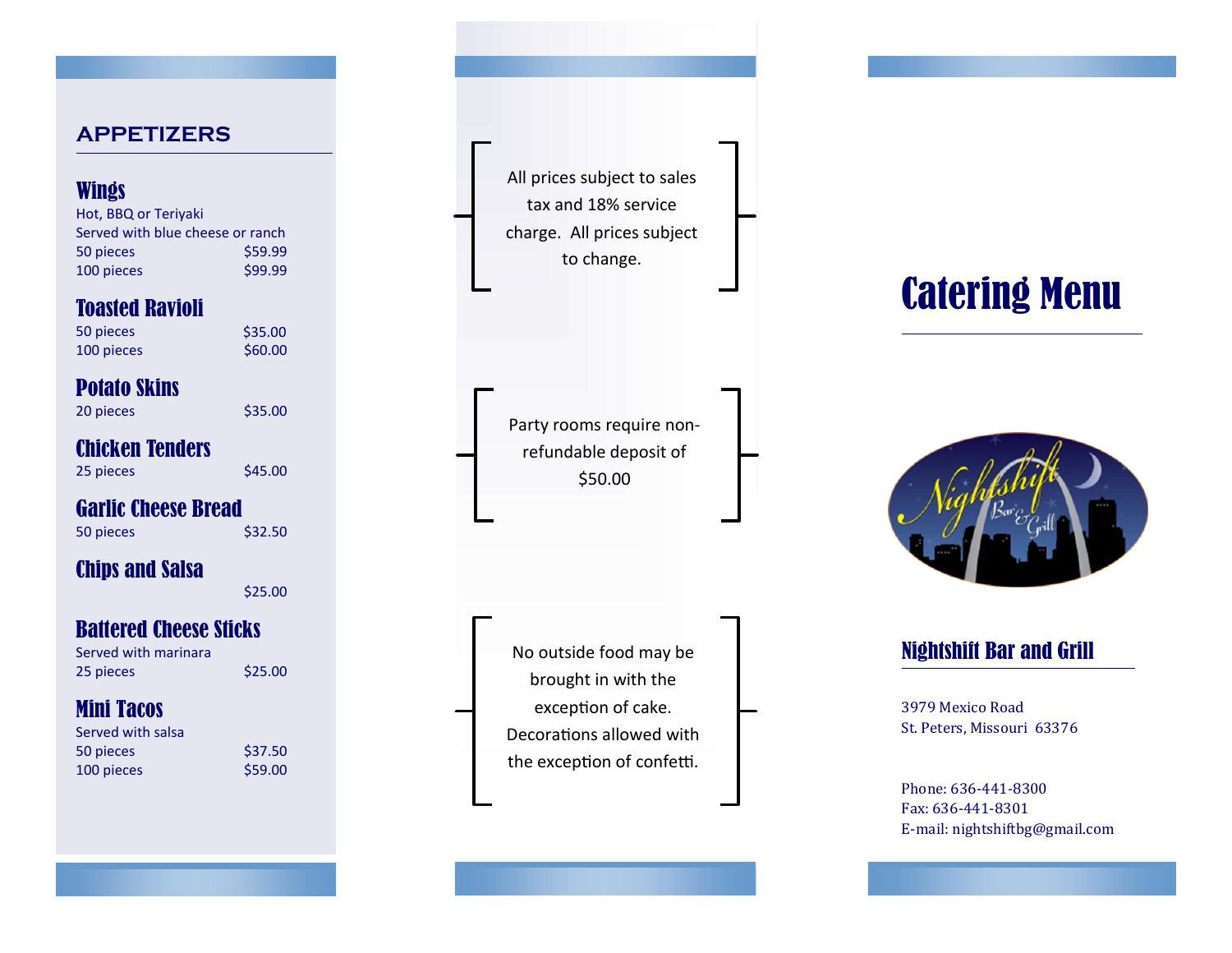## APPETIZERS

### Wings

Hot, BBQ or Teriyaki
Served with blue cheese or ranch

| | |
|---|---|
| 50 pieces | $59.99 |
| 100 pieces | $99.99 |

### Toasted Ravioli

| | |
|---|---|
| 50 pieces | $35.00 |
| 100 pieces | $60.00 |

### Potato Skins

| | |
|---|---|
| 20 pieces | $35.00 |

### Chicken Tenders

| | |
|---|---|
| 25 pieces | $45.00 |

### Garlic Cheese Bread

| | |
|---|---|
| 50 pieces | $32.50 |

### Chips and Salsa

$25.00

### Battered Cheese Sticks

Served with marinara

| | |
|---|---|
| 25 pieces | $25.00 |

### Mini Tacos

Served with salsa

| | |
|---|---|
| 50 pieces | $37.50 |
| 100 pieces | $59.00 |

All prices subject to sales tax and 18% service charge. All prices subject to change.

Party rooms require non-refundable deposit of $50.00

No outside food may be brought in with the exception of cake. Decorations allowed with the exception of confetti.

# Catering Menu

## Nightshift Bar and Grill

3979 Mexico Road
St. Peters, Missouri 63376

Phone: 636-441-8300
Fax: 636-441-8301
E-mail: nightshiftbg@gmail.com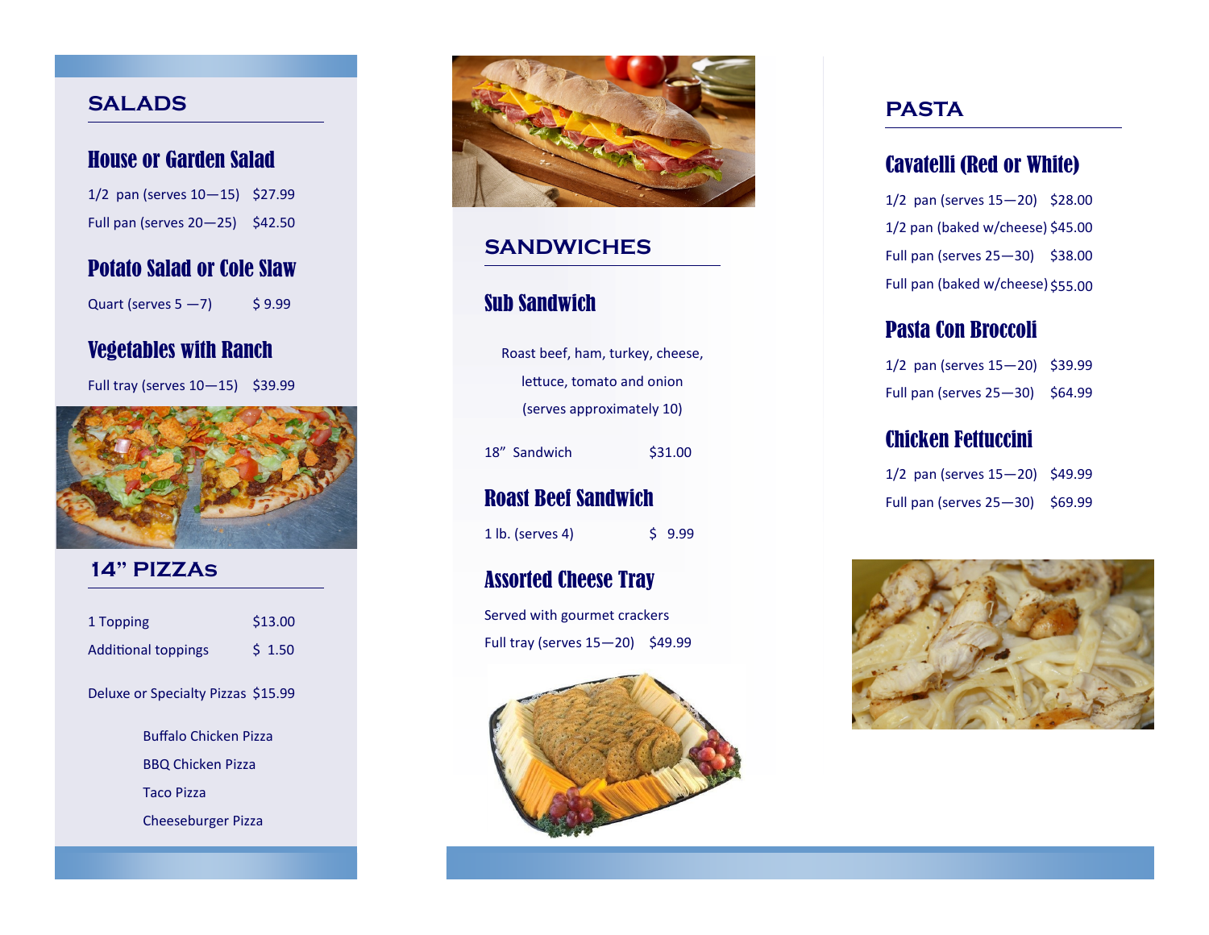## SALADS

### House or Garden Salad

1/2 pan (serves 10—15) $27.99

Full pan (serves 20—25) $42.50

### Potato Salad or Cole Slaw

Quart (serves 5 —7) $ 9.99

### Vegetables with Ranch

Full tray (serves 10—15) $39.99

## 14" PIZZAs

1 Topping $13.00

Additional toppings $ 1.50

Deluxe or Specialty Pizzas $15.99

- Buffalo Chicken Pizza
- BBQ Chicken Pizza
- Taco Pizza
- Cheeseburger Pizza

## SANDWICHES

### Sub Sandwich

Roast beef, ham, turkey, cheese, lettuce, tomato and onion (serves approximately 10)

18" Sandwich $31.00

### Roast Beef Sandwich

1 lb. (serves 4) $ 9.99

### Assorted Cheese Tray

Served with gourmet crackers

Full tray (serves 15—20) $49.99

## PASTA

### Cavatelli (Red or White)

1/2 pan (serves 15—20) $28.00

1/2 pan (baked w/cheese) $45.00

Full pan (serves 25—30) $38.00

Full pan (baked w/cheese) $55.00

### Pasta Con Broccoli

1/2 pan (serves 15—20) $39.99

Full pan (serves 25—30) $64.99

### Chicken Fettuccini

1/2 pan (serves 15—20) $49.99

Full pan (serves 25—30) $69.99